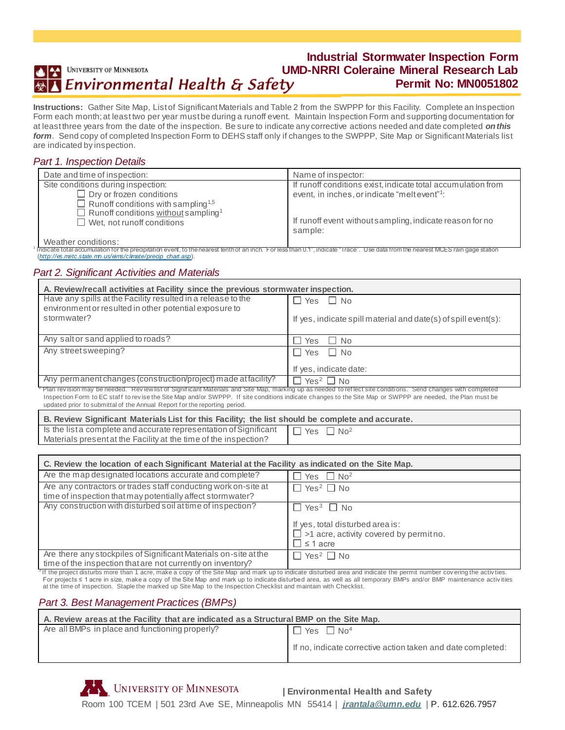University of Minnesota
Environmental Health & Safety

# Industrial Stormwater Inspection Form
## UMD-NRRI Coleraine Mineral Research Lab
## Permit No: MN0051802

**Instructions:** Gather Site Map, List of Significant Materials and Table 2 from the SWPPP for this Facility. Complete an Inspection Form each month; at least two per year must be during a runoff event. Maintain Inspection Form and supporting documentation for at least three years from the date of the inspection. Be sure to indicate any corrective actions needed and date completed ***on this form***. Send copy of completed Inspection Form to DEHS staff only if changes to the SWPPP, Site Map or Significant Materials list are indicated by inspection.

### *Part 1. Inspection Details*

| Date and time of inspection: | Name of inspector: |
|---|---|
| Site conditions during inspection:<br>☐ Dry or frozen conditions<br>☐ Runoff conditions with sampling[1,5]<br>☐ Runoff conditions without sampling[1]<br>☐ Wet, not runoff conditions<br><br>Weather conditions: | If runoff conditions exist, indicate total accumulation from event, in inches, or indicate "melt event"[1]:<br><br>If runoff event without sampling, indicate reason for no sample: |

[1] Indicate total accumulation for the precipitation event, to the nearest tenth of an inch. For less than 0.1", indicate "Trace". Use data from the nearest MCES rain gage station (*http://es.metc.state.mn.us/eims/climate/precip_chart.asp*).

### *Part 2. Significant Activities and Materials*

| **A. Review/recall activities at Facility since the previous stormwater inspection.** | |
|---|---|
| Have any spills at the Facility resulted in a release to the environment or resulted in other potential exposure to stormwater? | ☐ Yes ☐ No<br><br>If yes, indicate spill material and date(s) of spill event(s): |
| Any salt or sand applied to roads? | ☐ Yes ☐ No |
| Any street sweeping? | ☐ Yes ☐ No<br><br>If yes, indicate date: |
| Any permanent changes (construction/project) made at facility? | ☐ Yes[2] ☐ No |

[2] Plan revision may be needed. Review list of Significant Materials and Site Map, marking up as needed to reflect site conditions. Send changes with completed Inspection Form to EC staff to revise the Site Map and/or SWPPP. If site conditions indicate changes to the Site Map or SWPPP are needed, the Plan must be updated prior to submittal of the Annual Report for the reporting period.

| **B. Review Significant Materials List for this Facility; the list should be complete and accurate.** | |
|---|---|
| Is the list a complete and accurate representation of Significant Materials present at the Facility at the time of the inspection? | ☐ Yes ☐ No[2] |

| **C. Review the location of each Significant Material at the Facility as indicated on the Site Map.** | |
|---|---|
| Are the map designated locations accurate and complete? | ☐ Yes ☐ No[2] |
| Are any contractors or trades staff conducting work on-site at time of inspection that may potentially affect stormwater? | ☐ Yes[2] ☐ No |
| Any construction with disturbed soil at time of inspection? | ☐ Yes[3] ☐ No<br><br>If yes, total disturbed area is:<br>☐ >1 acre, activity covered by permit no.<br>☐ ≤ 1 acre |
| Are there any stockpiles of Significant Materials on-site at the time of the inspection that are not currently on inventory? | ☐ Yes[2] ☐ No |

[3] If the project disturbs more than 1 acre, make a copy of the Site Map and mark up to indicate disturbed area and indicate the permit number covering the activities. For projects ≤ 1 acre in size, make a copy of the Site Map and mark up to indicate disturbed area, as well as all temporary BMPs and/or BMP maintenance activities at the time of inspection. Staple the marked up Site Map to the Inspection Checklist and maintain with Checklist.

### *Part 3. Best Management Practices (BMPs)*

| **A. Review areas at the Facility that are indicated as a Structural BMP on the Site Map.** | |
|---|---|
| Are all BMPs in place and functioning properly? | ☐ Yes ☐ No[4]<br><br>If no, indicate corrective action taken and date completed: |

University of Minnesota | Environmental Health and Safety
Room 100 TCEM | 501 23rd Ave SE, Minneapolis MN 55414 | *jrantala@umn.edu* | P. 612.626.7957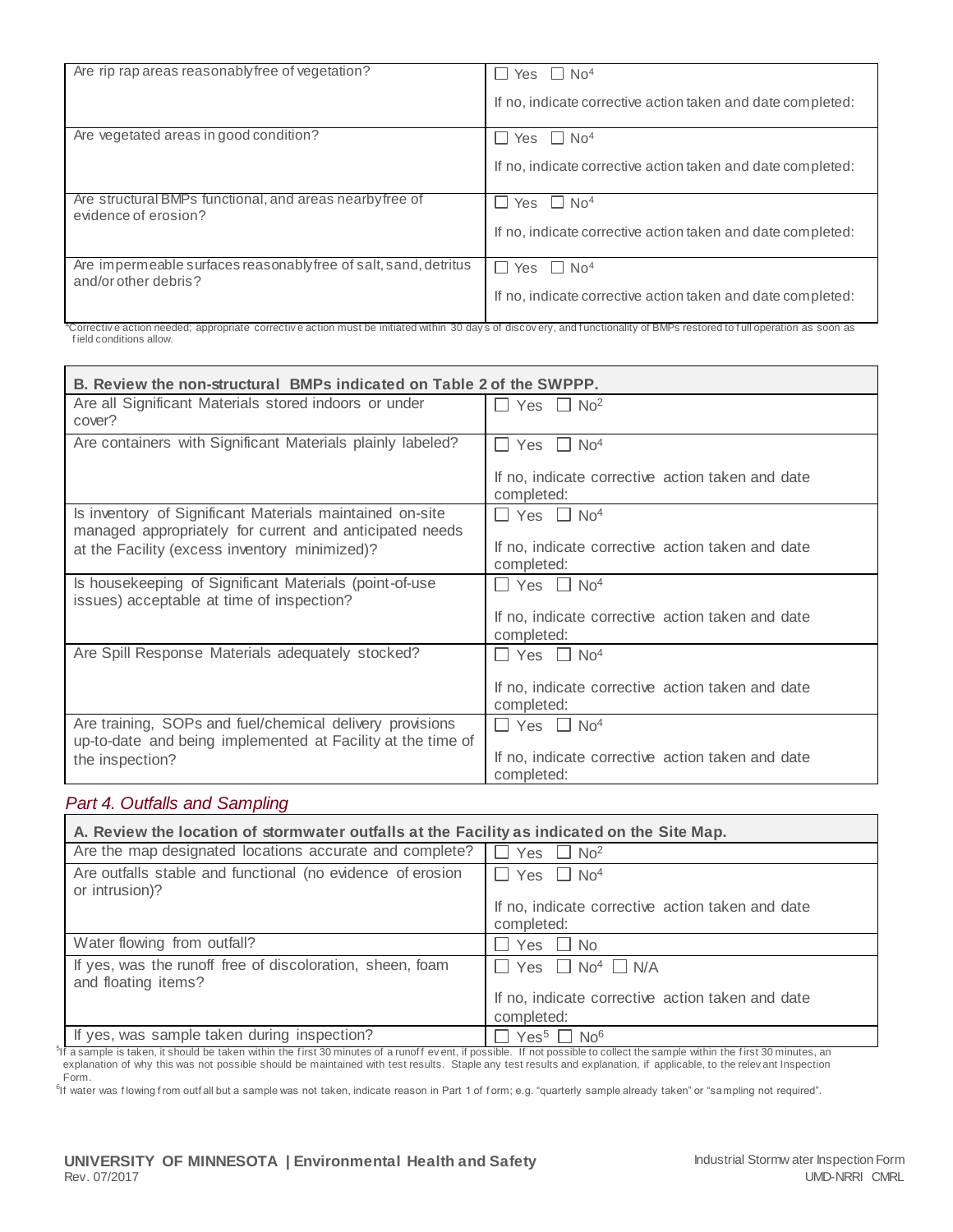| | |
|---|---|
| Are rip rap areas reasonably free of vegetation? | ☐ Yes ☐ No[4]<br><br>If no, indicate corrective action taken and date completed: |
| Are vegetated areas in good condition? | ☐ Yes ☐ No[4]<br><br>If no, indicate corrective action taken and date completed: |
| Are structural BMPs functional, and areas nearby free of evidence of erosion? | ☐ Yes ☐ No[4]<br><br>If no, indicate corrective action taken and date completed: |
| Are impermeable surfaces reasonably free of salt, sand, detritus and/or other debris? | ☐ Yes ☐ No[4]<br><br>If no, indicate corrective action taken and date completed: |

[4]Corrective action needed; appropriate corrective action must be initiated within 30 days of discovery, and functionality of BMPs restored to full operation as soon as field conditions allow.

| **B. Review the non-structural BMPs indicated on Table 2 of the SWPPP.** | |
|---|---|
| Are all Significant Materials stored indoors or under cover? | ☐ Yes ☐ No[2] |
| Are containers with Significant Materials plainly labeled? | ☐ Yes ☐ No[4]<br><br>If no, indicate corrective action taken and date completed: |
| Is inventory of Significant Materials maintained on-site managed appropriately for current and anticipated needs at the Facility (excess inventory minimized)? | ☐ Yes ☐ No[4]<br><br>If no, indicate corrective action taken and date completed: |
| Is housekeeping of Significant Materials (point-of-use issues) acceptable at time of inspection? | ☐ Yes ☐ No[4]<br><br>If no, indicate corrective action taken and date completed: |
| Are Spill Response Materials adequately stocked? | ☐ Yes ☐ No[4]<br><br>If no, indicate corrective action taken and date completed: |
| Are training, SOPs and fuel/chemical delivery provisions up-to-date and being implemented at Facility at the time of the inspection? | ☐ Yes ☐ No[4]<br><br>If no, indicate corrective action taken and date completed: |

## *Part 4. Outfalls and Sampling*

| **A. Review the location of stormwater outfalls at the Facility as indicated on the Site Map.** | |
|---|---|
| Are the map designated locations accurate and complete? | ☐ Yes ☐ No[2] |
| Are outfalls stable and functional (no evidence of erosion or intrusion)? | ☐ Yes ☐ No[4]<br><br>If no, indicate corrective action taken and date completed: |
| Water flowing from outfall? | ☐ Yes ☐ No |
| If yes, was the runoff free of discoloration, sheen, foam and floating items? | ☐ Yes ☐ No[4] ☐ N/A<br><br>If no, indicate corrective action taken and date completed: |
| If yes, was sample taken during inspection? | ☐ Yes[5] ☐ No[6] |

[5]If a sample is taken, it should be taken within the first 30 minutes of a runoff event, if possible. If not possible to collect the sample within the first 30 minutes, an explanation of why this was not possible should be maintained with test results. Staple any test results and explanation, if applicable, to the relevant Inspection Form.

[6]If water was flowing from outfall but a sample was not taken, indicate reason in Part 1 of form; e.g. "quarterly sample already taken" or "sampling not required".